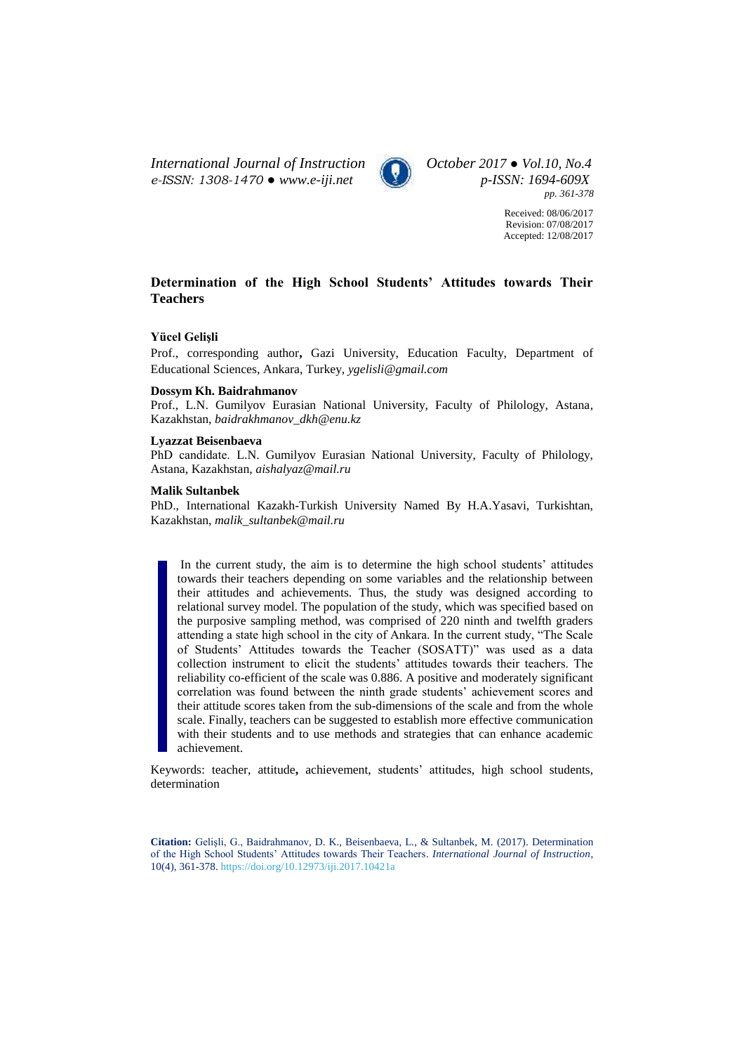Received: 08/06/2017
Revision: 07/08/2017
Accepted: 12/08/2017

# Determination of the High School Students' Attitudes towards Their Teachers

**Yücel Gelişli**

Prof., corresponding author, Gazi University, Education Faculty, Department of Educational Sciences, Ankara, Turkey, *ygelisli@gmail.com*

**Dossym Kh. Baidrahmanov**

Prof., L.N. Gumilyov Eurasian National University, Faculty of Philology, Astana, Kazakhstan, *baidrakhmanov_dkh@enu.kz*

**Lyazzat Beisenbaeva**

PhD candidate. L.N. Gumilyov Eurasian National University, Faculty of Philology, Astana, Kazakhstan, *aishalyaz@mail.ru*

**Malik Sultanbek**

PhD., International Kazakh-Turkish University Named By H.A.Yasavi, Turkishtan, Kazakhstan, *malik_sultanbek@mail.ru*

In the current study, the aim is to determine the high school students' attitudes towards their teachers depending on some variables and the relationship between their attitudes and achievements. Thus, the study was designed according to relational survey model. The population of the study, which was specified based on the purposive sampling method, was comprised of 220 ninth and twelfth graders attending a state high school in the city of Ankara. In the current study, "The Scale of Students' Attitudes towards the Teacher (SOSATT)" was used as a data collection instrument to elicit the students' attitudes towards their teachers. The reliability co-efficient of the scale was 0.886. A positive and moderately significant correlation was found between the ninth grade students' achievement scores and their attitude scores taken from the sub-dimensions of the scale and from the whole scale. Finally, teachers can be suggested to establish more effective communication with their students and to use methods and strategies that can enhance academic achievement.

Keywords: teacher, attitude**,** achievement, students' attitudes, high school students, determination

**Citation:** Gelişli, G., Baidrahmanov, D. K., Beisenbaeva, L., & Sultanbek, M. (2017). Determination of the High School Students' Attitudes towards Their Teachers. *International Journal of Instruction*, 10(4), 361-378. https://doi.org/10.12973/iji.2017.10421a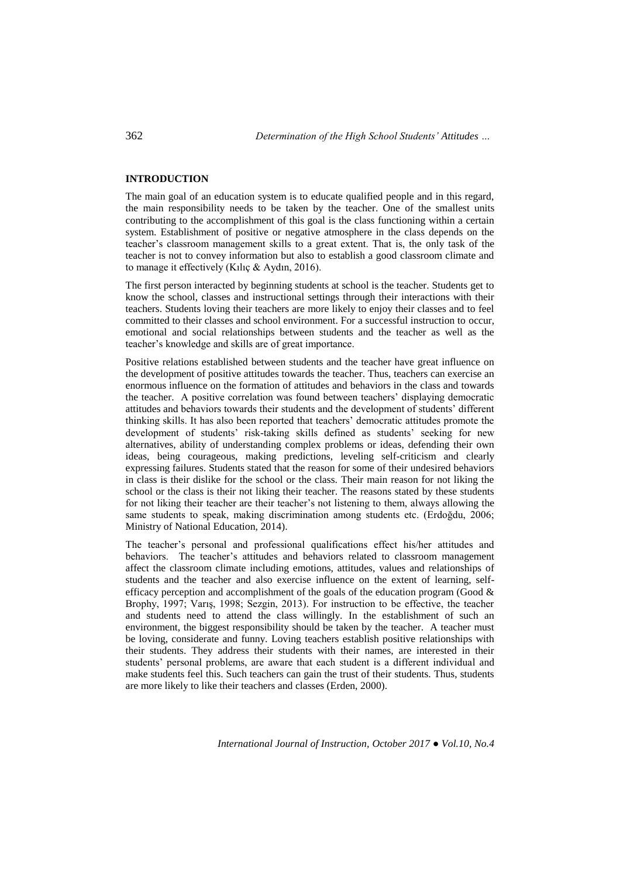## INTRODUCTION

The main goal of an education system is to educate qualified people and in this regard, the main responsibility needs to be taken by the teacher. One of the smallest units contributing to the accomplishment of this goal is the class functioning within a certain system. Establishment of positive or negative atmosphere in the class depends on the teacher's classroom management skills to a great extent. That is, the only task of the teacher is not to convey information but also to establish a good classroom climate and to manage it effectively (Kılıç & Aydın, 2016).

The first person interacted by beginning students at school is the teacher. Students get to know the school, classes and instructional settings through their interactions with their teachers. Students loving their teachers are more likely to enjoy their classes and to feel committed to their classes and school environment. For a successful instruction to occur, emotional and social relationships between students and the teacher as well as the teacher's knowledge and skills are of great importance.

Positive relations established between students and the teacher have great influence on the development of positive attitudes towards the teacher. Thus, teachers can exercise an enormous influence on the formation of attitudes and behaviors in the class and towards the teacher. A positive correlation was found between teachers' displaying democratic attitudes and behaviors towards their students and the development of students' different thinking skills. It has also been reported that teachers' democratic attitudes promote the development of students' risk-taking skills defined as students' seeking for new alternatives, ability of understanding complex problems or ideas, defending their own ideas, being courageous, making predictions, leveling self-criticism and clearly expressing failures. Students stated that the reason for some of their undesired behaviors in class is their dislike for the school or the class. Their main reason for not liking the school or the class is their not liking their teacher. The reasons stated by these students for not liking their teacher are their teacher's not listening to them, always allowing the same students to speak, making discrimination among students etc. (Erdoğdu, 2006; Ministry of National Education, 2014).

The teacher's personal and professional qualifications effect his/her attitudes and behaviors. The teacher's attitudes and behaviors related to classroom management affect the classroom climate including emotions, attitudes, values and relationships of students and the teacher and also exercise influence on the extent of learning, self-efficacy perception and accomplishment of the goals of the education program (Good & Brophy, 1997; Varış, 1998; Sezgin, 2013). For instruction to be effective, the teacher and students need to attend the class willingly. In the establishment of such an environment, the biggest responsibility should be taken by the teacher. A teacher must be loving, considerate and funny. Loving teachers establish positive relationships with their students. They address their students with their names, are interested in their students' personal problems, are aware that each student is a different individual and make students feel this. Such teachers can gain the trust of their students. Thus, students are more likely to like their teachers and classes (Erden, 2000).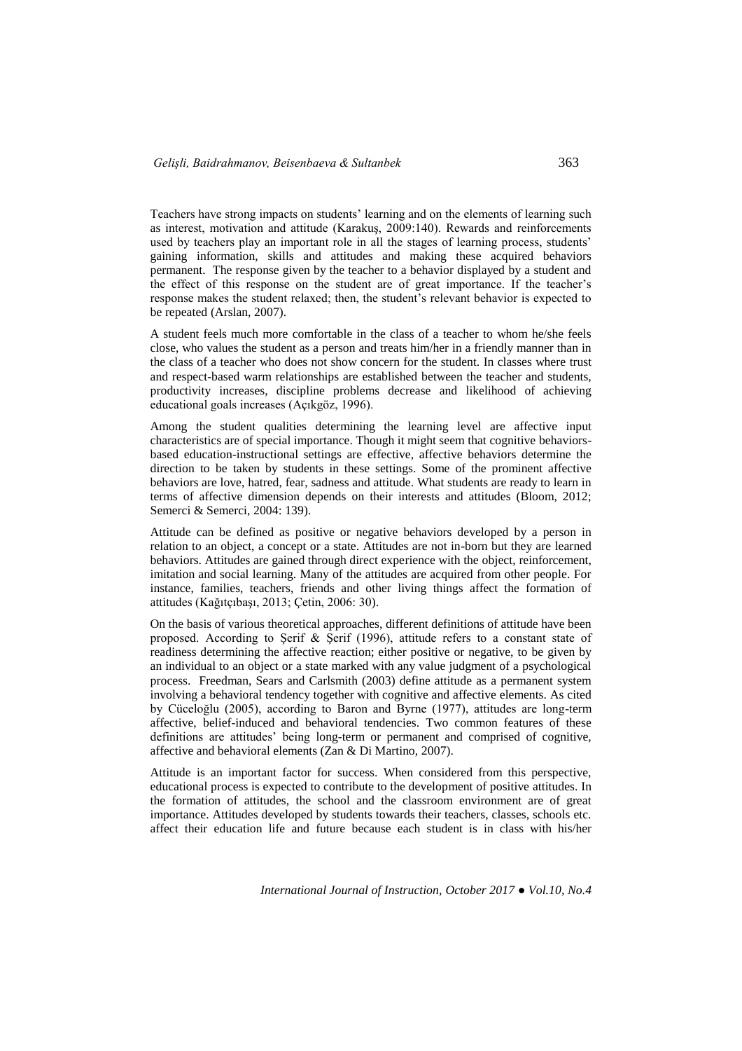Teachers have strong impacts on students' learning and on the elements of learning such as interest, motivation and attitude (Karakuş, 2009:140). Rewards and reinforcements used by teachers play an important role in all the stages of learning process, students' gaining information, skills and attitudes and making these acquired behaviors permanent. The response given by the teacher to a behavior displayed by a student and the effect of this response on the student are of great importance. If the teacher's response makes the student relaxed; then, the student's relevant behavior is expected to be repeated (Arslan, 2007).

A student feels much more comfortable in the class of a teacher to whom he/she feels close, who values the student as a person and treats him/her in a friendly manner than in the class of a teacher who does not show concern for the student. In classes where trust and respect-based warm relationships are established between the teacher and students, productivity increases, discipline problems decrease and likelihood of achieving educational goals increases (Açıkgöz, 1996).

Among the student qualities determining the learning level are affective input characteristics are of special importance. Though it might seem that cognitive behaviors-based education-instructional settings are effective, affective behaviors determine the direction to be taken by students in these settings. Some of the prominent affective behaviors are love, hatred, fear, sadness and attitude. What students are ready to learn in terms of affective dimension depends on their interests and attitudes (Bloom, 2012; Semerci & Semerci, 2004: 139).

Attitude can be defined as positive or negative behaviors developed by a person in relation to an object, a concept or a state. Attitudes are not in-born but they are learned behaviors. Attitudes are gained through direct experience with the object, reinforcement, imitation and social learning. Many of the attitudes are acquired from other people. For instance, families, teachers, friends and other living things affect the formation of attitudes (Kağıtçıbaşı, 2013; Çetin, 2006: 30).

On the basis of various theoretical approaches, different definitions of attitude have been proposed. According to Şerif & Şerif (1996), attitude refers to a constant state of readiness determining the affective reaction; either positive or negative, to be given by an individual to an object or a state marked with any value judgment of a psychological process. Freedman, Sears and Carlsmith (2003) define attitude as a permanent system involving a behavioral tendency together with cognitive and affective elements. As cited by Cüceloğlu (2005), according to Baron and Byrne (1977), attitudes are long-term affective, belief-induced and behavioral tendencies. Two common features of these definitions are attitudes' being long-term or permanent and comprised of cognitive, affective and behavioral elements (Zan & Di Martino, 2007).

Attitude is an important factor for success. When considered from this perspective, educational process is expected to contribute to the development of positive attitudes. In the formation of attitudes, the school and the classroom environment are of great importance. Attitudes developed by students towards their teachers, classes, schools etc. affect their education life and future because each student is in class with his/her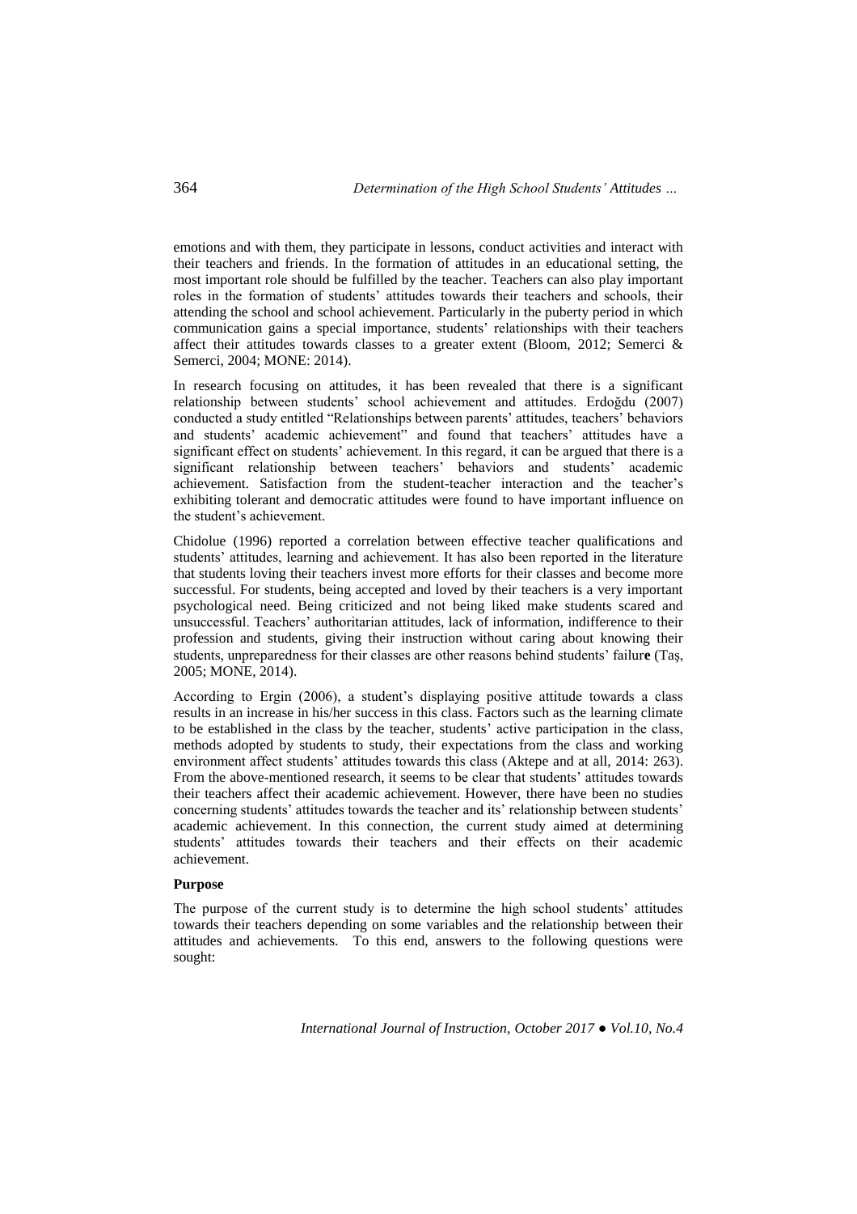emotions and with them, they participate in lessons, conduct activities and interact with their teachers and friends. In the formation of attitudes in an educational setting, the most important role should be fulfilled by the teacher. Teachers can also play important roles in the formation of students' attitudes towards their teachers and schools, their attending the school and school achievement. Particularly in the puberty period in which communication gains a special importance, students' relationships with their teachers affect their attitudes towards classes to a greater extent (Bloom, 2012; Semerci & Semerci, 2004; MONE: 2014).

In research focusing on attitudes, it has been revealed that there is a significant relationship between students' school achievement and attitudes. Erdoğdu (2007) conducted a study entitled "Relationships between parents' attitudes, teachers' behaviors and students' academic achievement" and found that teachers' attitudes have a significant effect on students' achievement. In this regard, it can be argued that there is a significant relationship between teachers' behaviors and students' academic achievement. Satisfaction from the student-teacher interaction and the teacher's exhibiting tolerant and democratic attitudes were found to have important influence on the student's achievement.

Chidolue (1996) reported a correlation between effective teacher qualifications and students' attitudes, learning and achievement. It has also been reported in the literature that students loving their teachers invest more efforts for their classes and become more successful. For students, being accepted and loved by their teachers is a very important psychological need. Being criticized and not being liked make students scared and unsuccessful. Teachers' authoritarian attitudes, lack of information, indifference to their profession and students, giving their instruction without caring about knowing their students, unpreparedness for their classes are other reasons behind students' failur**e** (Taş, 2005; MONE, 2014).

According to Ergin (2006), a student's displaying positive attitude towards a class results in an increase in his/her success in this class. Factors such as the learning climate to be established in the class by the teacher, students' active participation in the class, methods adopted by students to study, their expectations from the class and working environment affect students' attitudes towards this class (Aktepe and at all, 2014: 263). From the above-mentioned research, it seems to be clear that students' attitudes towards their teachers affect their academic achievement. However, there have been no studies concerning students' attitudes towards the teacher and its' relationship between students' academic achievement. In this connection, the current study aimed at determining students' attitudes towards their teachers and their effects on their academic achievement.

**Purpose**

The purpose of the current study is to determine the high school students' attitudes towards their teachers depending on some variables and the relationship between their attitudes and achievements. To this end, answers to the following questions were sought: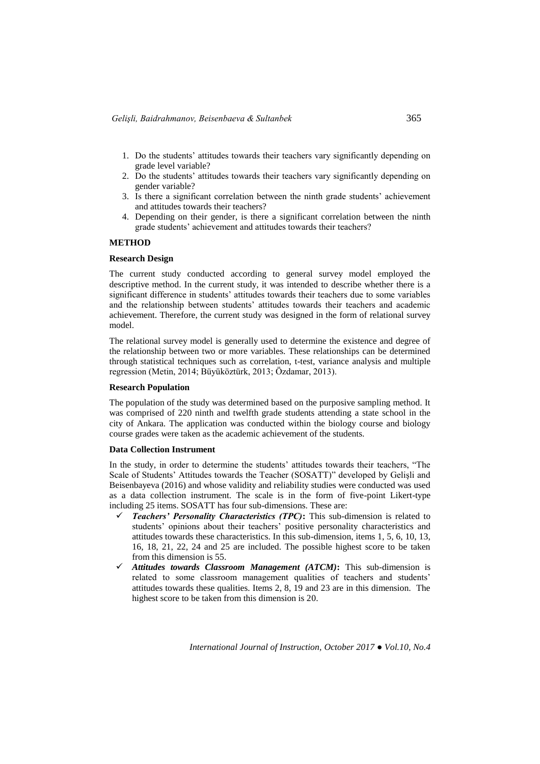1. Do the students' attitudes towards their teachers vary significantly depending on grade level variable?
2. Do the students' attitudes towards their teachers vary significantly depending on gender variable?
3. Is there a significant correlation between the ninth grade students' achievement and attitudes towards their teachers?
4. Depending on their gender, is there a significant correlation between the ninth grade students' achievement and attitudes towards their teachers?

## METHOD

### Research Design

The current study conducted according to general survey model employed the descriptive method. In the current study, it was intended to describe whether there is a significant difference in students' attitudes towards their teachers due to some variables and the relationship between students' attitudes towards their teachers and academic achievement. Therefore, the current study was designed in the form of relational survey model.

The relational survey model is generally used to determine the existence and degree of the relationship between two or more variables. These relationships can be determined through statistical techniques such as correlation, t-test, variance analysis and multiple regression (Metin, 2014; Büyüköztürk, 2013; Özdamar, 2013).

### Research Population

The population of the study was determined based on the purposive sampling method. It was comprised of 220 ninth and twelfth grade students attending a state school in the city of Ankara. The application was conducted within the biology course and biology course grades were taken as the academic achievement of the students.

### Data Collection Instrument

In the study, in order to determine the students' attitudes towards their teachers, "The Scale of Students' Attitudes towards the Teacher (SOSATT)" developed by Gelişli and Beisenbayeva (2016) and whose validity and reliability studies were conducted was used as a data collection instrument. The scale is in the form of five-point Likert-type including 25 items. SOSATT has four sub-dimensions. These are:

- ✓ ***Teachers' Personality Characteristics (TPC)*:** This sub-dimension is related to students' opinions about their teachers' positive personality characteristics and attitudes towards these characteristics. In this sub-dimension, items 1, 5, 6, 10, 13, 16, 18, 21, 22, 24 and 25 are included. The possible highest score to be taken from this dimension is 55.
- ✓ ***Attitudes towards Classroom Management (ATCM)*:** This sub-dimension is related to some classroom management qualities of teachers and students' attitudes towards these qualities. Items 2, 8, 19 and 23 are in this dimension. The highest score to be taken from this dimension is 20.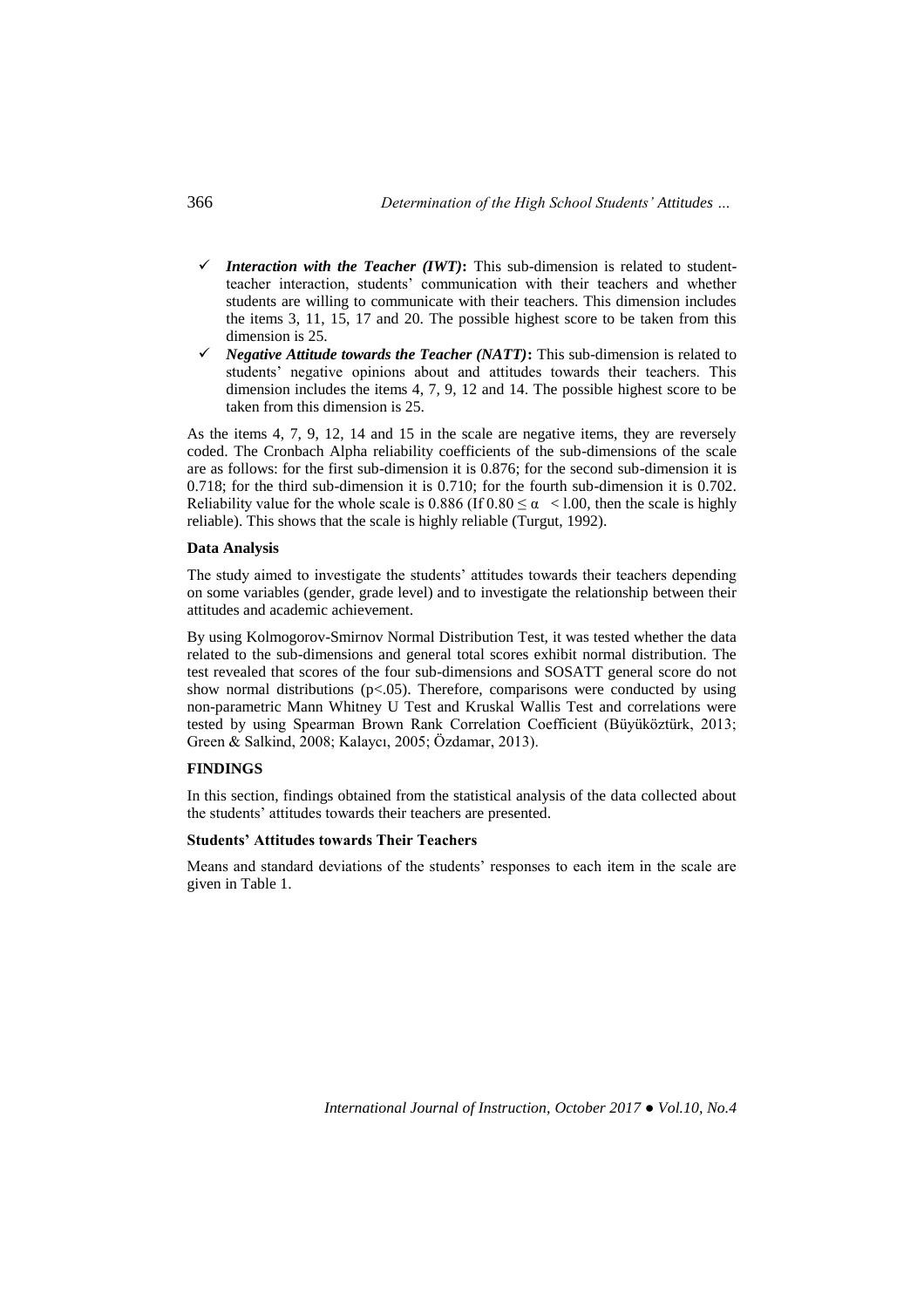- ✓ ***Interaction with the Teacher (IWT)*:** This sub-dimension is related to student-teacher interaction, students' communication with their teachers and whether students are willing to communicate with their teachers. This dimension includes the items 3, 11, 15, 17 and 20. The possible highest score to be taken from this dimension is 25.
- ✓ ***Negative Attitude towards the Teacher (NATT)*:** This sub-dimension is related to students' negative opinions about and attitudes towards their teachers. This dimension includes the items 4, 7, 9, 12 and 14. The possible highest score to be taken from this dimension is 25.

As the items 4, 7, 9, 12, 14 and 15 in the scale are negative items, they are reversely coded. The Cronbach Alpha reliability coefficients of the sub-dimensions of the scale are as follows: for the first sub-dimension it is 0.876; for the second sub-dimension it is 0.718; for the third sub-dimension it is 0.710; for the fourth sub-dimension it is 0.702. Reliability value for the whole scale is 0.886 (If $0.80 \leq \alpha < 1.00$, then the scale is highly reliable). This shows that the scale is highly reliable (Turgut, 1992).

**Data Analysis**

The study aimed to investigate the students' attitudes towards their teachers depending on some variables (gender, grade level) and to investigate the relationship between their attitudes and academic achievement.

By using Kolmogorov-Smirnov Normal Distribution Test, it was tested whether the data related to the sub-dimensions and general total scores exhibit normal distribution. The test revealed that scores of the four sub-dimensions and SOSATT general score do not show normal distributions ($p<.05$). Therefore, comparisons were conducted by using non-parametric Mann Whitney U Test and Kruskal Wallis Test and correlations were tested by using Spearman Brown Rank Correlation Coefficient (Büyüköztürk, 2013; Green & Salkind, 2008; Kalaycı, 2005; Özdamar, 2013).

## FINDINGS

In this section, findings obtained from the statistical analysis of the data collected about the students' attitudes towards their teachers are presented.

**Students' Attitudes towards Their Teachers**

Means and standard deviations of the students' responses to each item in the scale are given in Table 1.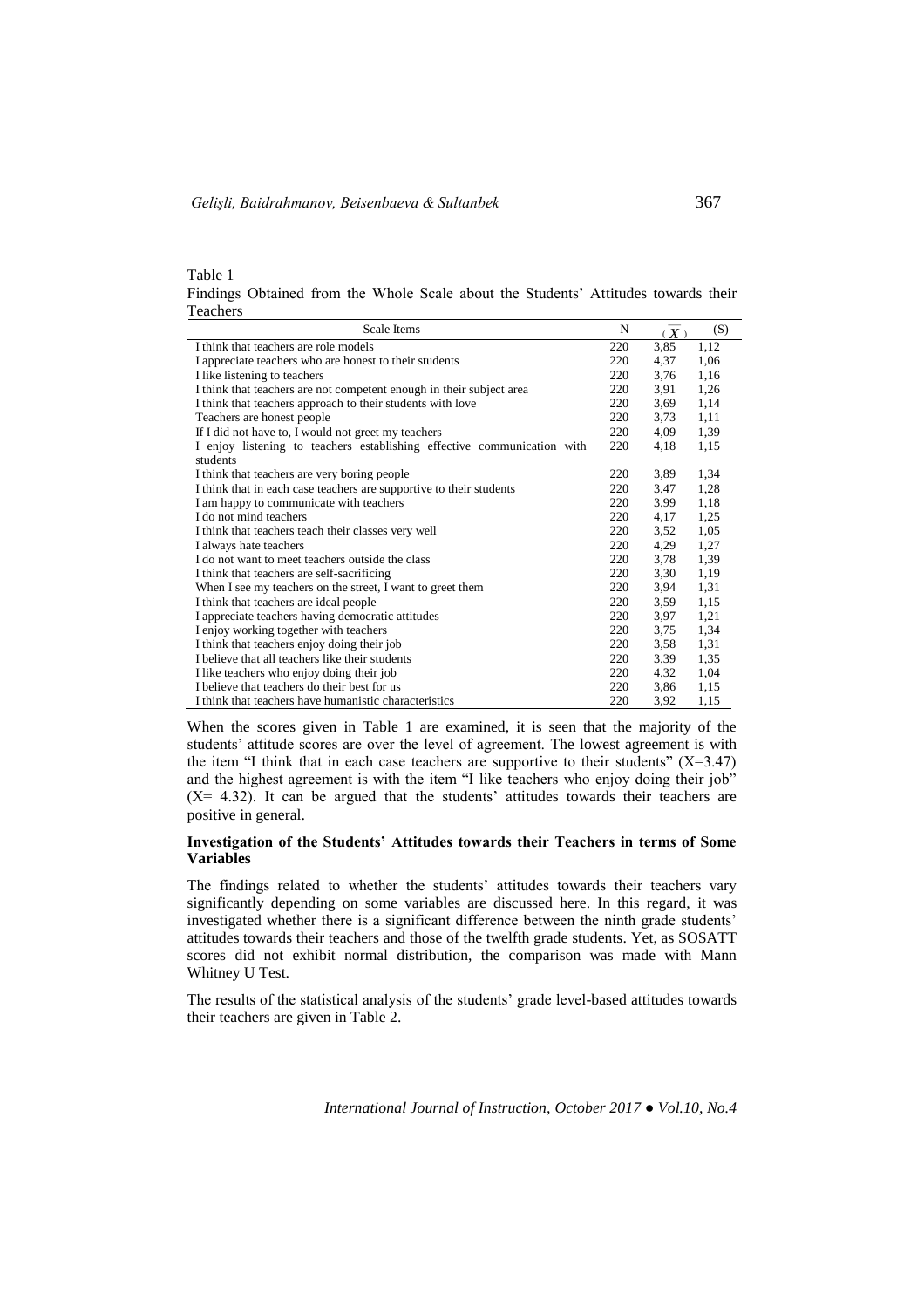Table 1
Findings Obtained from the Whole Scale about the Students' Attitudes towards their Teachers

| Scale Items | N | ($\overline{X}$) | (S) |
|---|---|---|---|
| I think that teachers are role models | 220 | 3,85 | 1,12 |
| I appreciate teachers who are honest to their students | 220 | 4,37 | 1,06 |
| I like listening to teachers | 220 | 3,76 | 1,16 |
| I think that teachers are not competent enough in their subject area | 220 | 3,91 | 1,26 |
| I think that teachers approach to their students with love | 220 | 3,69 | 1,14 |
| Teachers are honest people | 220 | 3,73 | 1,11 |
| If I did not have to, I would not greet my teachers | 220 | 4,09 | 1,39 |
| I enjoy listening to teachers establishing effective communication with students | 220 | 4,18 | 1,15 |
| I think that teachers are very boring people | 220 | 3,89 | 1,34 |
| I think that in each case teachers are supportive to their students | 220 | 3,47 | 1,28 |
| I am happy to communicate with teachers | 220 | 3,99 | 1,18 |
| I do not mind teachers | 220 | 4,17 | 1,25 |
| I think that teachers teach their classes very well | 220 | 3,52 | 1,05 |
| I always hate teachers | 220 | 4,29 | 1,27 |
| I do not want to meet teachers outside the class | 220 | 3,78 | 1,39 |
| I think that teachers are self-sacrificing | 220 | 3,30 | 1,19 |
| When I see my teachers on the street, I want to greet them | 220 | 3,94 | 1,31 |
| I think that teachers are ideal people | 220 | 3,59 | 1,15 |
| I appreciate teachers having democratic attitudes | 220 | 3,97 | 1,21 |
| I enjoy working together with teachers | 220 | 3,75 | 1,34 |
| I think that teachers enjoy doing their job | 220 | 3,58 | 1,31 |
| I believe that all teachers like their students | 220 | 3,39 | 1,35 |
| I like teachers who enjoy doing their job | 220 | 4,32 | 1,04 |
| I believe that teachers do their best for us | 220 | 3,86 | 1,15 |
| I think that teachers have humanistic characteristics | 220 | 3,92 | 1,15 |

When the scores given in Table 1 are examined, it is seen that the majority of the students' attitude scores are over the level of agreement. The lowest agreement is with the item "I think that in each case teachers are supportive to their students" (X=3.47) and the highest agreement is with the item "I like teachers who enjoy doing their job" (X= 4.32). It can be argued that the students' attitudes towards their teachers are positive in general.

### Investigation of the Students' Attitudes towards their Teachers in terms of Some Variables

The findings related to whether the students' attitudes towards their teachers vary significantly depending on some variables are discussed here. In this regard, it was investigated whether there is a significant difference between the ninth grade students' attitudes towards their teachers and those of the twelfth grade students. Yet, as SOSATT scores did not exhibit normal distribution, the comparison was made with Mann Whitney U Test.

The results of the statistical analysis of the students' grade level-based attitudes towards their teachers are given in Table 2.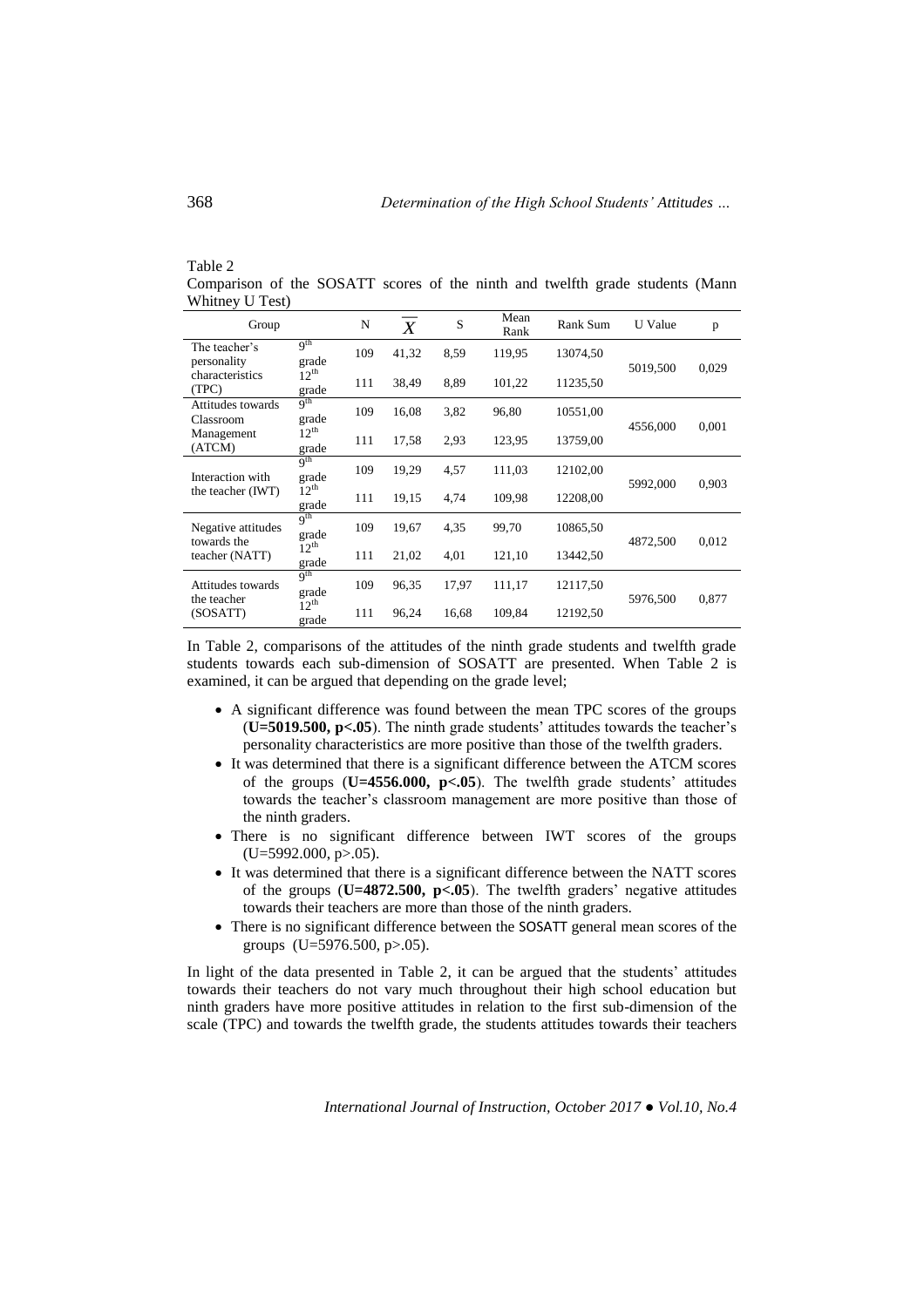Table 2

Comparison of the SOSATT scores of the ninth and twelfth grade students (Mann Whitney U Test)

| Group | | N | $\overline{X}$ | S | Mean Rank | Rank Sum | U Value | p |
|---|---|---|---|---|---|---|---|---|
| The teacher's personality characteristics (TPC) | 9[th] grade | 109 | 41,32 | 8,59 | 119,95 | 13074,50 | 5019,500 | 0,029 |
| | 12[th] grade | 111 | 38,49 | 8,89 | 101,22 | 11235,50 | | |
| Attitudes towards Classroom Management (ATCM) | 9[th] grade | 109 | 16,08 | 3,82 | 96,80 | 10551,00 | 4556,000 | 0,001 |
| | 12[th] grade | 111 | 17,58 | 2,93 | 123,95 | 13759,00 | | |
| Interaction with the teacher (IWT) | 9[th] grade | 109 | 19,29 | 4,57 | 111,03 | 12102,00 | 5992,000 | 0,903 |
| | 12[th] grade | 111 | 19,15 | 4,74 | 109,98 | 12208,00 | | |
| Negative attitudes towards the teacher (NATT) | 9[th] grade | 109 | 19,67 | 4,35 | 99,70 | 10865,50 | 4872,500 | 0,012 |
| | 12[th] grade | 111 | 21,02 | 4,01 | 121,10 | 13442,50 | | |
| Attitudes towards the teacher (SOSATT) | 9[th] grade | 109 | 96,35 | 17,97 | 111,17 | 12117,50 | 5976,500 | 0,877 |
| | 12[th] grade | 111 | 96,24 | 16,68 | 109,84 | 12192,50 | | |

In Table 2, comparisons of the attitudes of the ninth grade students and twelfth grade students towards each sub-dimension of SOSATT are presented. When Table 2 is examined, it can be argued that depending on the grade level;

- A significant difference was found between the mean TPC scores of the groups (**U=5019.500, p<.05**). The ninth grade students' attitudes towards the teacher's personality characteristics are more positive than those of the twelfth graders.
- It was determined that there is a significant difference between the ATCM scores of the groups (**U=4556.000, p<.05**). The twelfth grade students' attitudes towards the teacher's classroom management are more positive than those of the ninth graders.
- There is no significant difference between IWT scores of the groups (U=5992.000, p>.05).
- It was determined that there is a significant difference between the NATT scores of the groups (**U=4872.500, p<.05**). The twelfth graders' negative attitudes towards their teachers are more than those of the ninth graders.
- There is no significant difference between the SOSATT general mean scores of the groups (U=5976.500, p>.05).

In light of the data presented in Table 2, it can be argued that the students' attitudes towards their teachers do not vary much throughout their high school education but ninth graders have more positive attitudes in relation to the first sub-dimension of the scale (TPC) and towards the twelfth grade, the students attitudes towards their teachers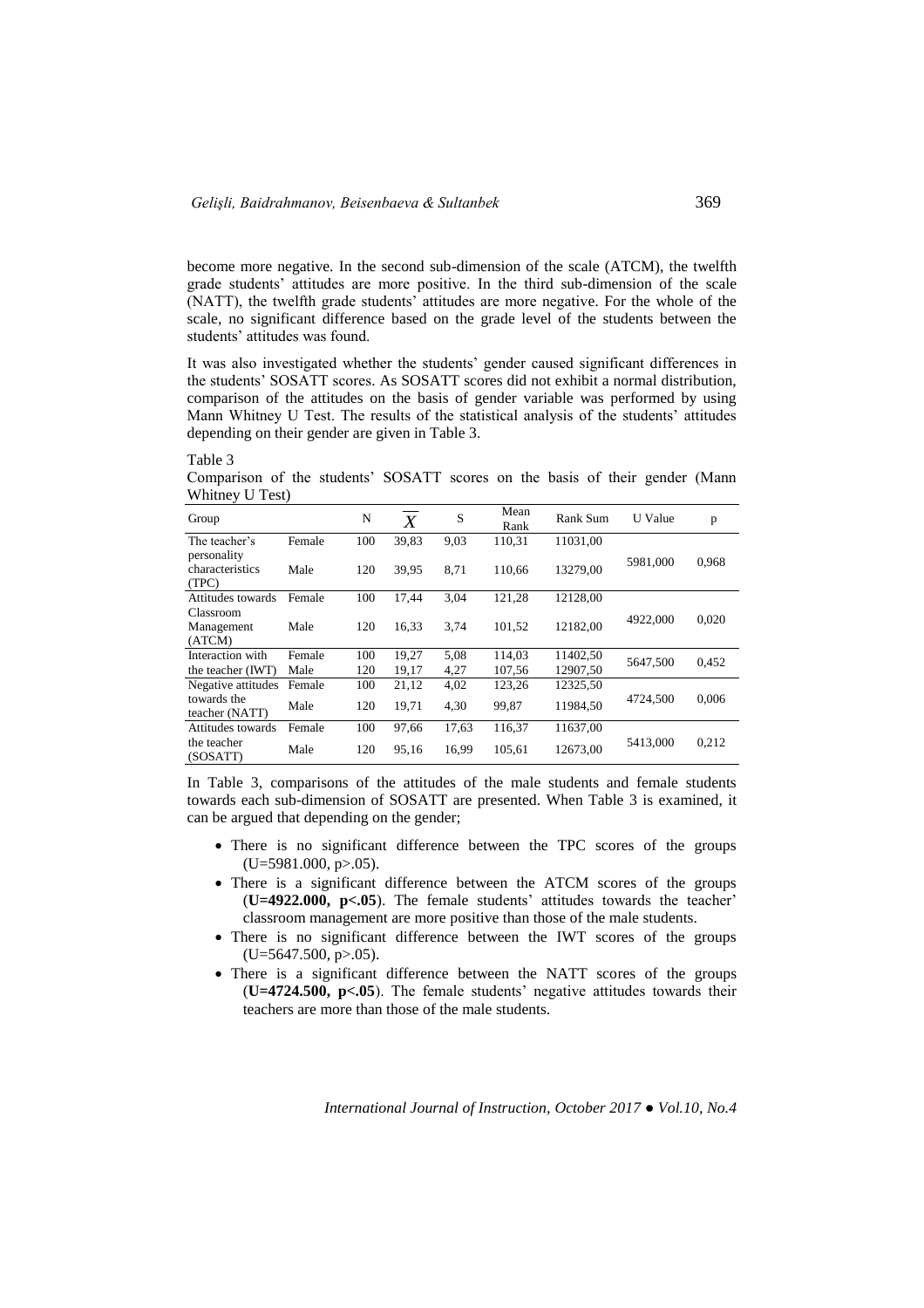become more negative. In the second sub-dimension of the scale (ATCM), the twelfth grade students' attitudes are more positive. In the third sub-dimension of the scale (NATT), the twelfth grade students' attitudes are more negative. For the whole of the scale, no significant difference based on the grade level of the students between the students' attitudes was found.

It was also investigated whether the students' gender caused significant differences in the students' SOSATT scores. As SOSATT scores did not exhibit a normal distribution, comparison of the attitudes on the basis of gender variable was performed by using Mann Whitney U Test. The results of the statistical analysis of the students' attitudes depending on their gender are given in Table 3.

Table 3
Comparison of the students' SOSATT scores on the basis of their gender (Mann Whitney U Test)

| Group | | N | $\overline{X}$ | S | Mean Rank | Rank Sum | U Value | p |
|---|---|---|---|---|---|---|---|---|
| The teacher's personality characteristics (TPC) | Female | 100 | 39,83 | 9,03 | 110,31 | 11031,00 | 5981,000 | 0,968 |
| | Male | 120 | 39,95 | 8,71 | 110,66 | 13279,00 | | |
| Attitudes towards Classroom Management (ATCM) | Female | 100 | 17,44 | 3,04 | 121,28 | 12128,00 | 4922,000 | 0,020 |
| | Male | 120 | 16,33 | 3,74 | 101,52 | 12182,00 | | |
| Interaction with the teacher (IWT) | Female | 100 | 19,27 | 5,08 | 114,03 | 11402,50 | 5647,500 | 0,452 |
| | Male | 120 | 19,17 | 4,27 | 107,56 | 12907,50 | | |
| Negative attitudes towards the teacher (NATT) | Female | 100 | 21,12 | 4,02 | 123,26 | 12325,50 | 4724,500 | 0,006 |
| | Male | 120 | 19,71 | 4,30 | 99,87 | 11984,50 | | |
| Attitudes towards the teacher (SOSATT) | Female | 100 | 97,66 | 17,63 | 116,37 | 11637,00 | 5413,000 | 0,212 |
| | Male | 120 | 95,16 | 16,99 | 105,61 | 12673,00 | | |

In Table 3, comparisons of the attitudes of the male students and female students towards each sub-dimension of SOSATT are presented. When Table 3 is examined, it can be argued that depending on the gender;

- There is no significant difference between the TPC scores of the groups ($U=5981.000$, $p>.05$).
- There is a significant difference between the ATCM scores of the groups (**U=4922.000, p<.05**). The female students' attitudes towards the teacher' classroom management are more positive than those of the male students.
- There is no significant difference between the IWT scores of the groups ($U=5647.500$, $p>.05$).
- There is a significant difference between the NATT scores of the groups (**U=4724.500, p<.05**). The female students' negative attitudes towards their teachers are more than those of the male students.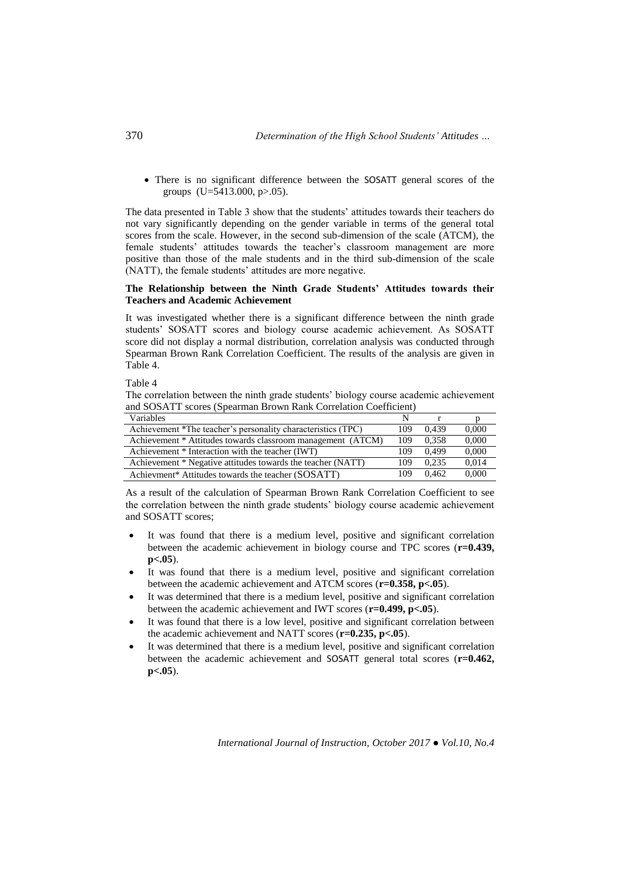- There is no significant difference between the SOSATT general scores of the groups (U=5413.000, p>.05).

The data presented in Table 3 show that the students' attitudes towards their teachers do not vary significantly depending on the gender variable in terms of the general total scores from the scale. However, in the second sub-dimension of the scale (ATCM), the female students' attitudes towards the teacher's classroom management are more positive than those of the male students and in the third sub-dimension of the scale (NATT), the female students' attitudes are more negative.

### The Relationship between the Ninth Grade Students' Attitudes towards their Teachers and Academic Achievement

It was investigated whether there is a significant difference between the ninth grade students' SOSATT scores and biology course academic achievement. As SOSATT score did not display a normal distribution, correlation analysis was conducted through Spearman Brown Rank Correlation Coefficient. The results of the analysis are given in Table 4.

Table 4

The correlation between the ninth grade students' biology course academic achievement and SOSATT scores (Spearman Brown Rank Correlation Coefficient)

| Variables | N | r | p |
|---|---|---|---|
| Achievement *The teacher's personality characteristics (TPC) | 109 | 0,439 | 0,000 |
| Achievement * Attitudes towards classroom management (ATCM) | 109 | 0,358 | 0,000 |
| Achievement * Interaction with the teacher (IWT) | 109 | 0,499 | 0,000 |
| Achievement * Negative attitudes towards the teacher (NATT) | 109 | 0,235 | 0,014 |
| Achievment* Attitudes towards the teacher (SOSATT) | 109 | 0,462 | 0,000 |

As a result of the calculation of Spearman Brown Rank Correlation Coefficient to see the correlation between the ninth grade students' biology course academic achievement and SOSATT scores;

- It was found that there is a medium level, positive and significant correlation between the academic achievement in biology course and TPC scores (**r=0.439, p<.05**).
- It was found that there is a medium level, positive and significant correlation between the academic achievement and ATCM scores (**r=0.358, p<.05**).
- It was determined that there is a medium level, positive and significant correlation between the academic achievement and IWT scores (**r=0.499, p<.05**).
- It was found that there is a low level, positive and significant correlation between the academic achievement and NATT scores (**r=0.235, p<.05**).
- It was determined that there is a medium level, positive and significant correlation between the academic achievement and SOSATT general total scores (**r=0.462, p<.05**).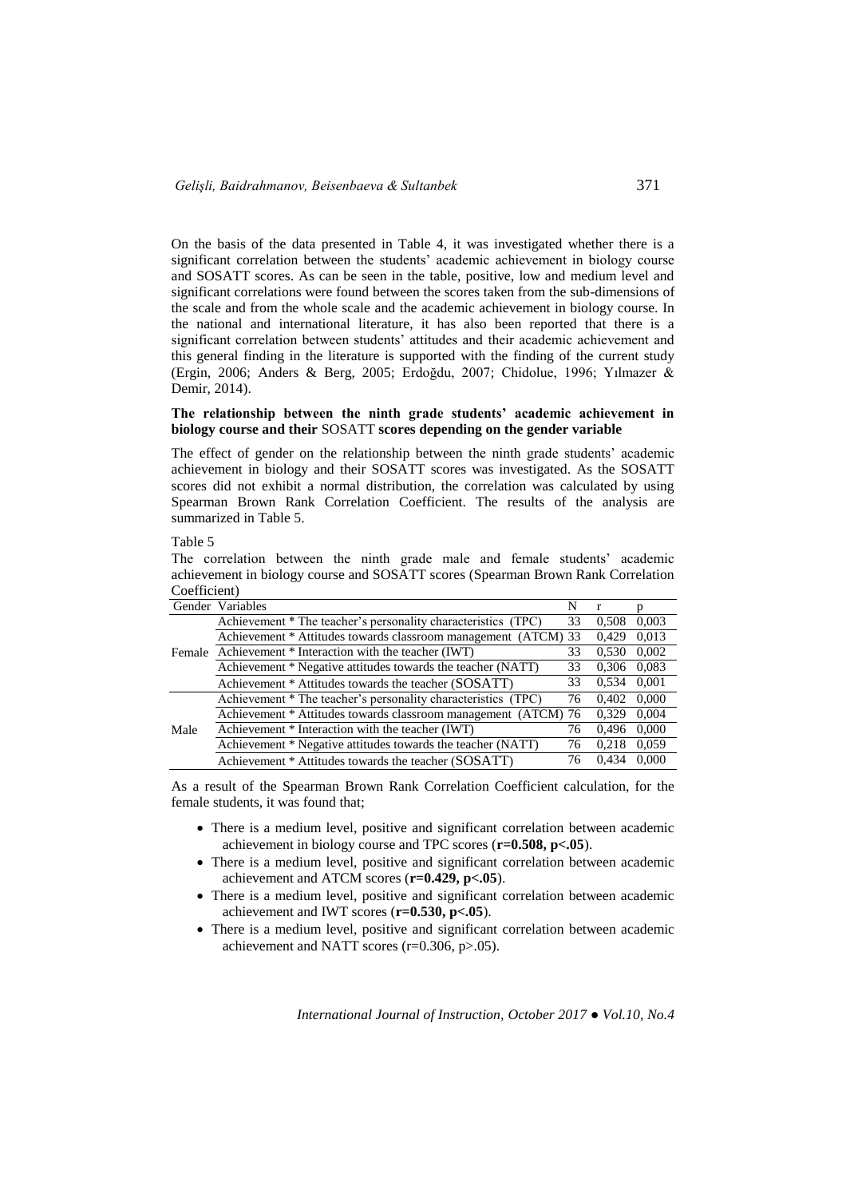On the basis of the data presented in Table 4, it was investigated whether there is a significant correlation between the students' academic achievement in biology course and SOSATT scores. As can be seen in the table, positive, low and medium level and significant correlations were found between the scores taken from the sub-dimensions of the scale and from the whole scale and the academic achievement in biology course. In the national and international literature, it has also been reported that there is a significant correlation between students' attitudes and their academic achievement and this general finding in the literature is supported with the finding of the current study (Ergin, 2006; Anders & Berg, 2005; Erdoğdu, 2007; Chidolue, 1996; Yılmazer & Demir, 2014).

**The relationship between the ninth grade students' academic achievement in biology course and their SOSATT scores depending on the gender variable**

The effect of gender on the relationship between the ninth grade students' academic achievement in biology and their SOSATT scores was investigated. As the SOSATT scores did not exhibit a normal distribution, the correlation was calculated by using Spearman Brown Rank Correlation Coefficient. The results of the analysis are summarized in Table 5.

Table 5

The correlation between the ninth grade male and female students' academic achievement in biology course and SOSATT scores (Spearman Brown Rank Correlation Coefficient)

| Gender | Variables | N | r | p |
|---|---|---|---|---|
| Female | Achievement * The teacher's personality characteristics (TPC) | 33 | 0,508 | 0,003 |
| | Achievement * Attitudes towards classroom management (ATCM) | 33 | 0,429 | 0,013 |
| | Achievement * Interaction with the teacher (IWT) | 33 | 0,530 | 0,002 |
| | Achievement * Negative attitudes towards the teacher (NATT) | 33 | 0,306 | 0,083 |
| | Achievement * Attitudes towards the teacher (SOSATT) | 33 | 0,534 | 0,001 |
| Male | Achievement * The teacher's personality characteristics (TPC) | 76 | 0,402 | 0,000 |
| | Achievement * Attitudes towards classroom management (ATCM) | 76 | 0,329 | 0,004 |
| | Achievement * Interaction with the teacher (IWT) | 76 | 0,496 | 0,000 |
| | Achievement * Negative attitudes towards the teacher (NATT) | 76 | 0,218 | 0,059 |
| | Achievement * Attitudes towards the teacher (SOSATT) | 76 | 0,434 | 0,000 |

As a result of the Spearman Brown Rank Correlation Coefficient calculation, for the female students, it was found that;

- There is a medium level, positive and significant correlation between academic achievement in biology course and TPC scores (**$r=0.508$, $p<.05$**).
- There is a medium level, positive and significant correlation between academic achievement and ATCM scores (**$r=0.429$, $p<.05$**).
- There is a medium level, positive and significant correlation between academic achievement and IWT scores (**$r=0.530$, $p<.05$**).
- There is a medium level, positive and significant correlation between academic achievement and NATT scores ($r=0.306$, $p>.05$).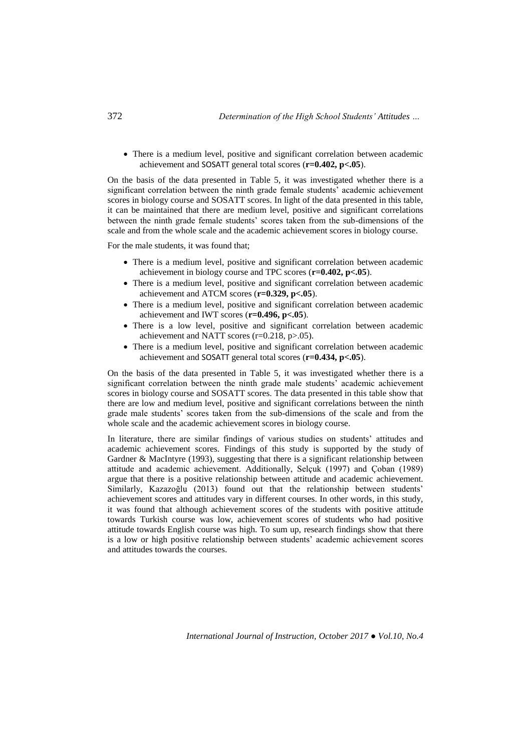- There is a medium level, positive and significant correlation between academic achievement and SOSATT general total scores (**r=0.402, p<.05**).

On the basis of the data presented in Table 5, it was investigated whether there is a significant correlation between the ninth grade female students' academic achievement scores in biology course and SOSATT scores. In light of the data presented in this table, it can be maintained that there are medium level, positive and significant correlations between the ninth grade female students' scores taken from the sub-dimensions of the scale and from the whole scale and the academic achievement scores in biology course.

For the male students, it was found that;

- There is a medium level, positive and significant correlation between academic achievement in biology course and TPC scores (**r=0.402, p<.05**).
- There is a medium level, positive and significant correlation between academic achievement and ATCM scores (**r=0.329, p<.05**).
- There is a medium level, positive and significant correlation between academic achievement and IWT scores (**r=0.496, p<.05**).
- There is a low level, positive and significant correlation between academic achievement and NATT scores (r=0.218, p>.05).
- There is a medium level, positive and significant correlation between academic achievement and SOSATT general total scores (**r=0.434, p<.05**).

On the basis of the data presented in Table 5, it was investigated whether there is a significant correlation between the ninth grade male students' academic achievement scores in biology course and SOSATT scores. The data presented in this table show that there are low and medium level, positive and significant correlations between the ninth grade male students' scores taken from the sub-dimensions of the scale and from the whole scale and the academic achievement scores in biology course.

In literature, there are similar findings of various studies on students' attitudes and academic achievement scores. Findings of this study is supported by the study of Gardner & MacIntyre (1993), suggesting that there is a significant relationship between attitude and academic achievement. Additionally, Selçuk (1997) and Çoban (1989) argue that there is a positive relationship between attitude and academic achievement. Similarly, Kazazoğlu (2013) found out that the relationship between students' achievement scores and attitudes vary in different courses. In other words, in this study, it was found that although achievement scores of the students with positive attitude towards Turkish course was low, achievement scores of students who had positive attitude towards English course was high. To sum up, research findings show that there is a low or high positive relationship between students' academic achievement scores and attitudes towards the courses.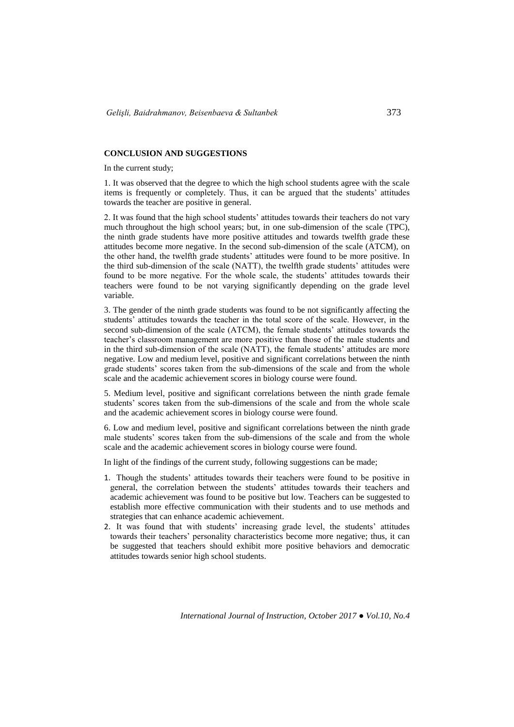## CONCLUSION AND SUGGESTIONS

In the current study;

1. It was observed that the degree to which the high school students agree with the scale items is frequently or completely. Thus, it can be argued that the students' attitudes towards the teacher are positive in general.

2. It was found that the high school students' attitudes towards their teachers do not vary much throughout the high school years; but, in one sub-dimension of the scale (TPC), the ninth grade students have more positive attitudes and towards twelfth grade these attitudes become more negative. In the second sub-dimension of the scale (ATCM), on the other hand, the twelfth grade students' attitudes were found to be more positive. In the third sub-dimension of the scale (NATT), the twelfth grade students' attitudes were found to be more negative. For the whole scale, the students' attitudes towards their teachers were found to be not varying significantly depending on the grade level variable.

3. The gender of the ninth grade students was found to be not significantly affecting the students' attitudes towards the teacher in the total score of the scale. However, in the second sub-dimension of the scale (ATCM), the female students' attitudes towards the teacher's classroom management are more positive than those of the male students and in the third sub-dimension of the scale (NATT), the female students' attitudes are more negative. Low and medium level, positive and significant correlations between the ninth grade students' scores taken from the sub-dimensions of the scale and from the whole scale and the academic achievement scores in biology course were found.

5. Medium level, positive and significant correlations between the ninth grade female students' scores taken from the sub-dimensions of the scale and from the whole scale and the academic achievement scores in biology course were found.

6. Low and medium level, positive and significant correlations between the ninth grade male students' scores taken from the sub-dimensions of the scale and from the whole scale and the academic achievement scores in biology course were found.

In light of the findings of the current study, following suggestions can be made;

1. Though the students' attitudes towards their teachers were found to be positive in general, the correlation between the students' attitudes towards their teachers and academic achievement was found to be positive but low. Teachers can be suggested to establish more effective communication with their students and to use methods and strategies that can enhance academic achievement.
2. It was found that with students' increasing grade level, the students' attitudes towards their teachers' personality characteristics become more negative; thus, it can be suggested that teachers should exhibit more positive behaviors and democratic attitudes towards senior high school students.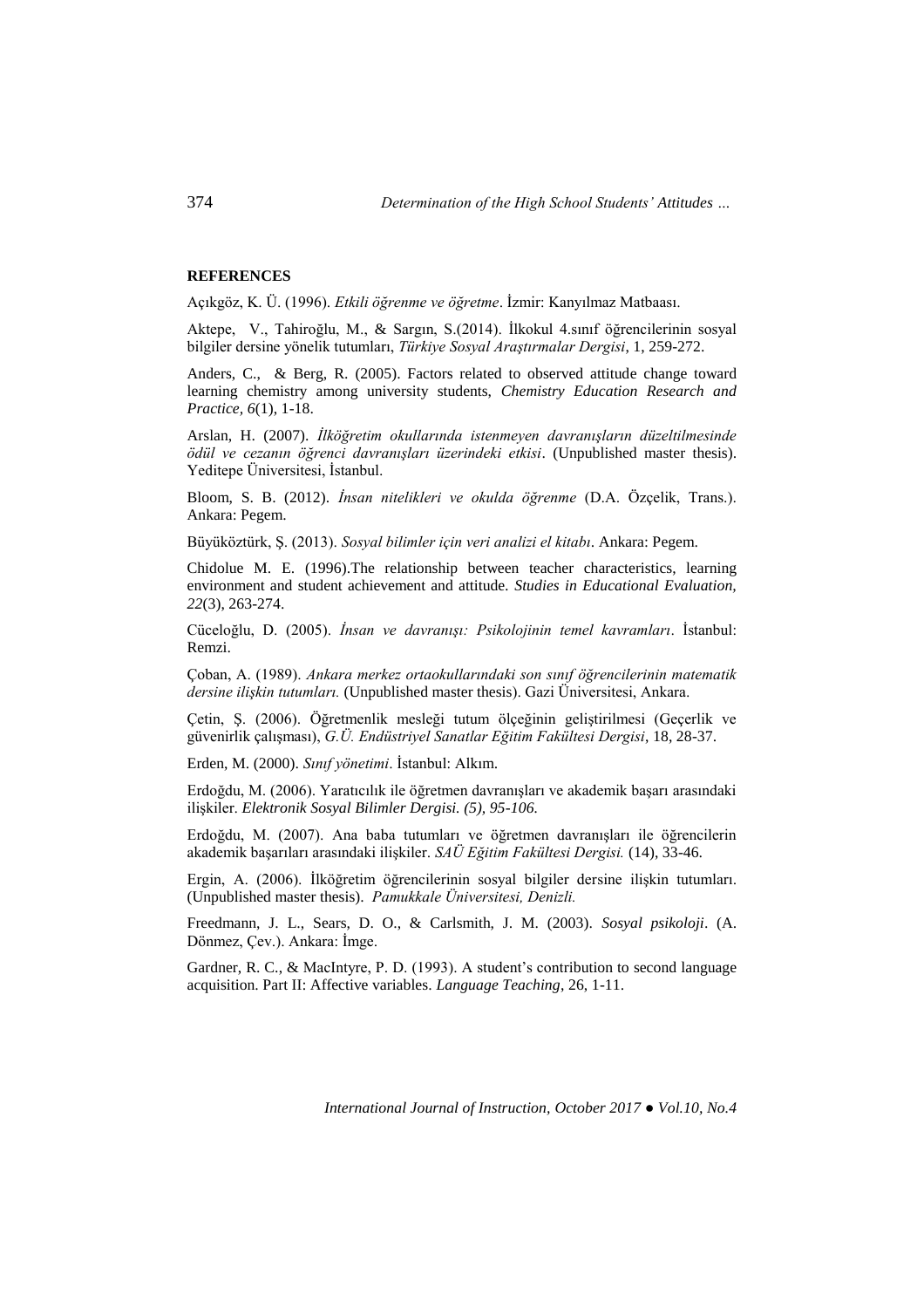**REFERENCES**

Açıkgöz, K. Ü. (1996). *Etkili öğrenme ve öğretme*. İzmir: Kanyılmaz Matbaası.

Aktepe, V., Tahiroğlu, M., & Sargın, S.(2014). İlkokul 4.sınıf öğrencilerinin sosyal bilgiler dersine yönelik tutumları, *Türkiye Sosyal Araştırmalar Dergisi*, 1, 259-272.

Anders, C., & Berg, R. (2005). Factors related to observed attitude change toward learning chemistry among university students, *Chemistry Education Research and Practice, 6*(1), 1-18.

Arslan, H. (2007). *İlköğretim okullarında istenmeyen davranışların düzeltilmesinde ödül ve cezanın öğrenci davranışları üzerindeki etkisi*. (Unpublished master thesis). Yeditepe Üniversitesi, İstanbul.

Bloom, S. B. (2012). *İnsan nitelikleri ve okulda öğrenme* (D.A. Özçelik, Trans.). Ankara: Pegem.

Büyüköztürk, Ş. (2013). *Sosyal bilimler için veri analizi el kitabı*. Ankara: Pegem.

Chidolue M. E. (1996).The relationship between teacher characteristics, learning environment and student achievement and attitude. *Studies in Educational Evaluation, 22*(3), 263-274.

Cüceloğlu, D. (2005). *İnsan ve davranışı: Psikolojinin temel kavramları*. İstanbul: Remzi.

Çoban, A. (1989). *Ankara merkez ortaokullarındaki son sınıf öğrencilerinin matematik dersine ilişkin tutumları.* (Unpublished master thesis). Gazi Üniversitesi, Ankara.

Çetin, Ş. (2006). Öğretmenlik mesleği tutum ölçeğinin geliştirilmesi (Geçerlik ve güvenirlik çalışması), *G.Ü. Endüstriyel Sanatlar Eğitim Fakültesi Dergisi*, 18, 28-37.

Erden, M. (2000). *Sınıf yönetimi*. İstanbul: Alkım.

Erdoğdu, M. (2006). Yaratıcılık ile öğretmen davranışları ve akademik başarı arasındaki ilişkiler. *Elektronik Sosyal Bilimler Dergisi. (5), 95-106.*

Erdoğdu, M. (2007). Ana baba tutumları ve öğretmen davranışları ile öğrencilerin akademik başarıları arasındaki ilişkiler. *SAÜ Eğitim Fakültesi Dergisi.* (14), 33-46.

Ergin, A. (2006). İlköğretim öğrencilerinin sosyal bilgiler dersine ilişkin tutumları. (Unpublished master thesis). *Pamukkale Üniversitesi, Denizli.*

Freedmann, J. L., Sears, D. O., & Carlsmith, J. M. (2003). *Sosyal psikoloji*. (A. Dönmez, Çev.). Ankara: İmge.

Gardner, R. C., & MacIntyre, P. D. (1993). A student's contribution to second language acquisition. Part II: Affective variables. *Language Teaching*, 26, 1-11.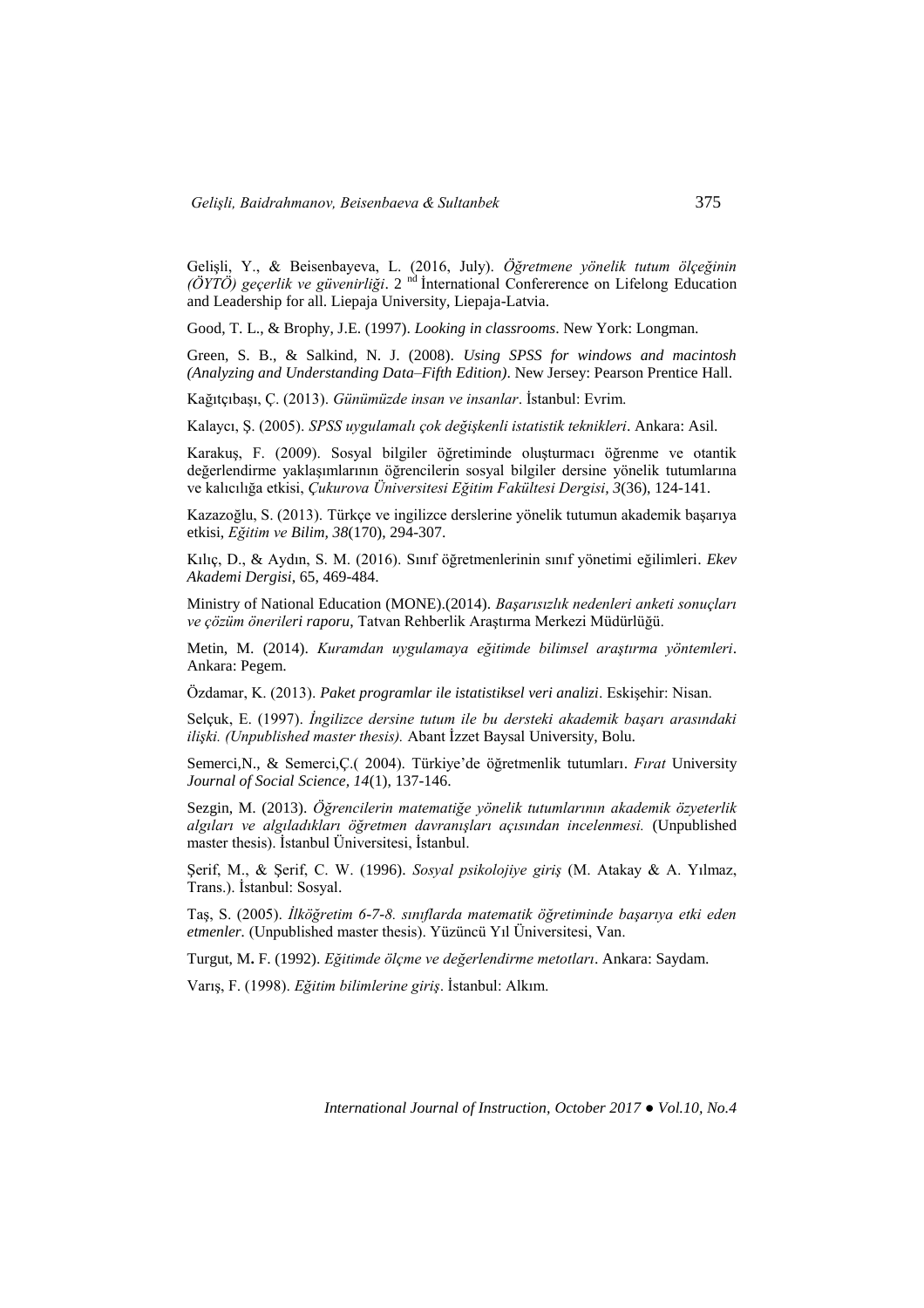Gelişli, Y., & Beisenbayeva, L. (2016, July). *Öğretmene yönelik tutum ölçeğinin (ÖYTÖ) geçerlik ve güvenirliği*. 2 nd International Confererence on Lifelong Education and Leadership for all. Liepaja University, Liepaja-Latvia.

Good, T. L., & Brophy, J.E. (1997). *Looking in classrooms*. New York: Longman.

Green, S. B., & Salkind, N. J. (2008). *Using SPSS for windows and macintosh (Analyzing and Understanding Data–Fifth Edition)*. New Jersey: Pearson Prentice Hall.

Kağıtçıbaşı, Ç. (2013). *Günümüzde insan ve insanlar*. İstanbul: Evrim.

Kalaycı, Ş. (2005). *SPSS uygulamalı çok değişkenli istatistik teknikleri*. Ankara: Asil.

Karakuş, F. (2009). Sosyal bilgiler öğretiminde oluşturmacı öğrenme ve otantik değerlendirme yaklaşımlarının öğrencilerin sosyal bilgiler dersine yönelik tutumlarına ve kalıcılığa etkisi, *Çukurova Üniversitesi Eğitim Fakültesi Dergisi*, *3*(36), 124-141.

Kazazoğlu, S. (2013). Türkçe ve ingilizce derslerine yönelik tutumun akademik başarıya etkisi, *Eğitim ve Bilim, 38*(170), 294-307.

Kılıç, D., & Aydın, S. M. (2016). Sınıf öğretmenlerinin sınıf yönetimi eğilimleri. *Ekev Akademi Dergisi*, 65, 469-484.

Ministry of National Education (MONE).(2014). *Başarısızlık nedenleri anketi sonuçları ve çözüm önerileri raporu*, Tatvan Rehberlik Araştırma Merkezi Müdürlüğü.

Metin, M. (2014). *Kuramdan uygulamaya eğitimde bilimsel araştırma yöntemleri*. Ankara: Pegem.

Özdamar, K. (2013). *Paket programlar ile istatistiksel veri analizi*. Eskişehir: Nisan.

Selçuk, E. (1997). *İngilizce dersine tutum ile bu dersteki akademik başarı arasındaki ilişki. (Unpublished master thesis).* Abant İzzet Baysal University, Bolu.

Semerci,N., & Semerci,Ç.( 2004). Türkiye'de öğretmenlik tutumları. *Fırat* University *Journal of Social Science, 14*(1), 137-146.

Sezgin, M. (2013). *Öğrencilerin matematiğe yönelik tutumlarının akademik özyeterlik algıları ve algıladıkları öğretmen davranışları açısından incelenmesi.* (Unpublished master thesis). İstanbul Üniversitesi, İstanbul.

Şerif, M., & Şerif, C. W. (1996). *Sosyal psikolojiye giriş* (M. Atakay & A. Yılmaz, Trans.). İstanbul: Sosyal.

Taş, S. (2005). *İlköğretim 6-7-8. sınıflarda matematik öğretiminde başarıya etki eden etmenler.* (Unpublished master thesis). Yüzüncü Yıl Üniversitesi, Van.

Turgut, M**.** F. (1992). *Eğitimde ölçme ve değerlendirme metotları*. Ankara: Saydam.

Varış, F. (1998). *Eğitim bilimlerine giriş*. İstanbul: Alkım.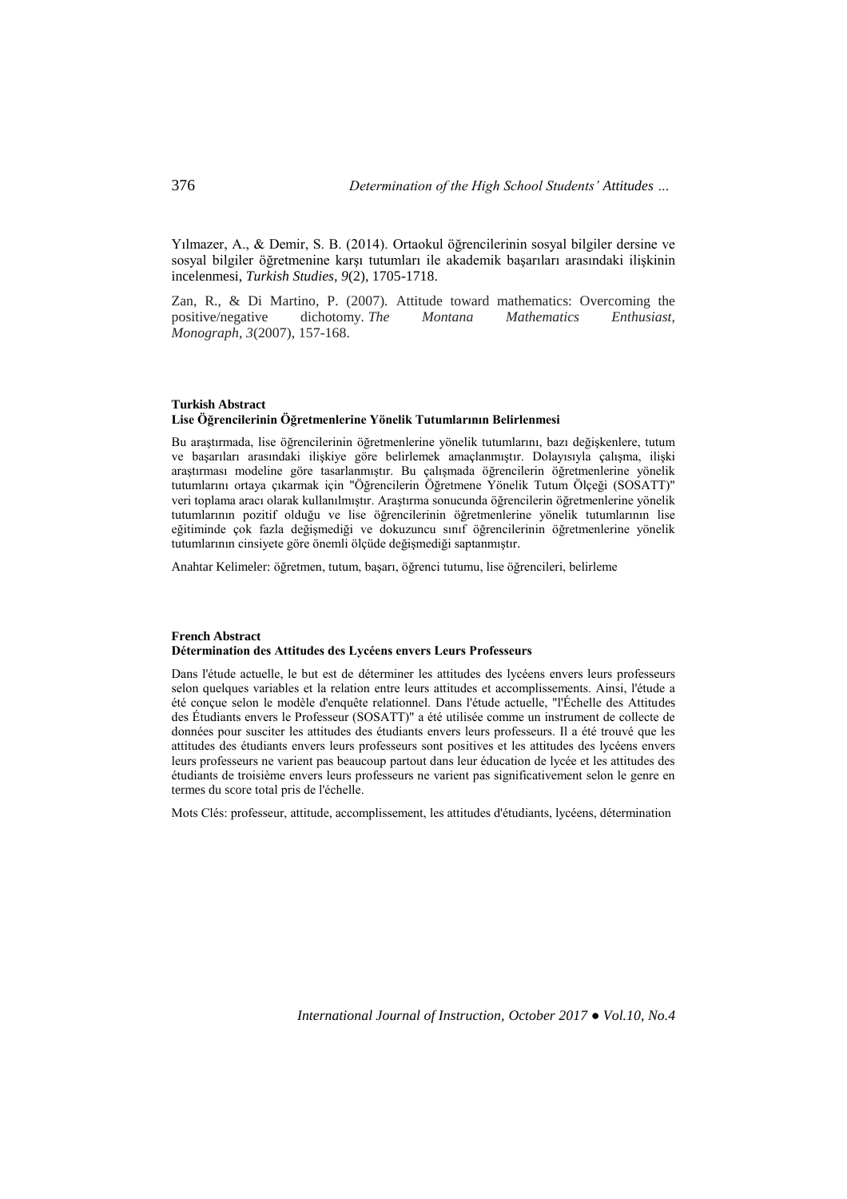Yılmazer, A., & Demir, S. B. (2014). Ortaokul öğrencilerinin sosyal bilgiler dersine ve sosyal bilgiler öğretmenine karşı tutumları ile akademik başarıları arasındaki ilişkinin incelenmesi, *Turkish Studies, 9*(2), 1705-1718.

Zan, R., & Di Martino, P. (2007). Attitude toward mathematics: Overcoming the positive/negative dichotomy. *The Montana Mathematics Enthusiast, Monograph*, *3*(2007), 157-168.

**Turkish Abstract**

**Lise Öğrencilerinin Öğretmenlerine Yönelik Tutumlarının Belirlenmesi**

Bu araştırmada, lise öğrencilerinin öğretmenlerine yönelik tutumlarını, bazı değişkenlere, tutum ve başarıları arasındaki ilişkiye göre belirlemek amaçlanmıştır. Dolayısıyla çalışma, ilişki araştırması modeline göre tasarlanmıştır. Bu çalışmada öğrencilerin öğretmenlerine yönelik tutumlarını ortaya çıkarmak için "Öğrencilerin Öğretmene Yönelik Tutum Ölçeği (SOSATT)" veri toplama aracı olarak kullanılmıştır. Araştırma sonucunda öğrencilerin öğretmenlerine yönelik tutumlarının pozitif olduğu ve lise öğrencilerinin öğretmenlerine yönelik tutumlarının lise eğitiminde çok fazla değişmediği ve dokuzuncu sınıf öğrencilerinin öğretmenlerine yönelik tutumlarının cinsiyete göre önemli ölçüde değişmediği saptanmıştır.

Anahtar Kelimeler: öğretmen, tutum, başarı, öğrenci tutumu, lise öğrencileri, belirleme

**French Abstract**

**Détermination des Attitudes des Lycéens envers Leurs Professeurs**

Dans l'étude actuelle, le but est de déterminer les attitudes des lycéens envers leurs professeurs selon quelques variables et la relation entre leurs attitudes et accomplissements. Ainsi, l'étude a été conçue selon le modèle d'enquête relationnel. Dans l'étude actuelle, "l'Échelle des Attitudes des Étudiants envers le Professeur (SOSATT)" a été utilisée comme un instrument de collecte de données pour susciter les attitudes des étudiants envers leurs professeurs. Il a été trouvé que les attitudes des étudiants envers leurs professeurs sont positives et les attitudes des lycéens envers leurs professeurs ne varient pas beaucoup partout dans leur éducation de lycée et les attitudes des étudiants de troisième envers leurs professeurs ne varient pas significativement selon le genre en termes du score total pris de l'échelle.

Mots Clés: professeur, attitude, accomplissement, les attitudes d'étudiants, lycéens, détermination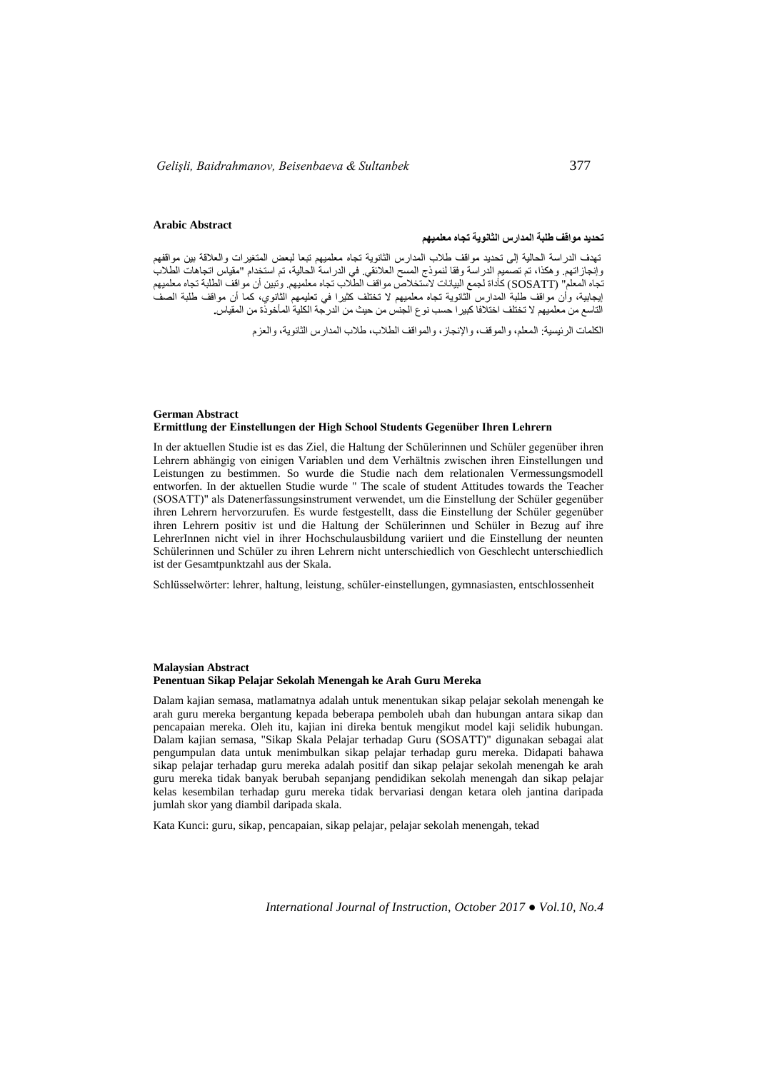**Arabic Abstract**

**تحديد مواقف طلبة المدارس الثانوية تجاه معلميهم**

تهدف الدراسة الحالية إلى تحديد مواقف طلاب المدارس الثانوية تجاه معلميهم تبعا لبعض المتغيرات والعلاقة بين مواقفهم وإنجازاتهم. وهكذا، تم تصميم الدراسة وفقا لنموذج المسح العلائقي. في الدراسة الحالية، تم استخدام "مقياس اتجاهات الطلاب تجاه المعلم" (SOSATT) كأداة لجمع البيانات لاستخلاص مواقف الطلاب تجاه معلميهم. وتبين أن مواقف الطلبة تجاه معلميهم إيجابية، وأن مواقف طلبة المدارس الثانوية تجاه معلميهم لا تختلف كثيرا في تعليمهم الثانوي، كما أن مواقف طلبة الصف التاسع من معلميهم لا تختلف اختلافا كبيرا حسب نوع الجنس من حيث من الدرجة الكلية المأخوذة من المقياس.

الكلمات الرئيسية: المعلم، والموقف، والإنجاز، والمواقف الطلاب، طلاب المدارس الثانوية، والعزم

**German Abstract**

**Ermittlung der Einstellungen der High School Students Gegenüber Ihren Lehrern**

In der aktuellen Studie ist es das Ziel, die Haltung der Schülerinnen und Schüler gegenüber ihren Lehrern abhängig von einigen Variablen und dem Verhältnis zwischen ihren Einstellungen und Leistungen zu bestimmen. So wurde die Studie nach dem relationalen Vermessungsmodell entworfen. In der aktuellen Studie wurde " The scale of student Attitudes towards the Teacher (SOSATT)" als Datenerfassungsinstrument verwendet, um die Einstellung der Schüler gegenüber ihren Lehrern hervorzurufen. Es wurde festgestellt, dass die Einstellung der Schüler gegenüber ihren Lehrern positiv ist und die Haltung der Schülerinnen und Schüler in Bezug auf ihre LehrerInnen nicht viel in ihrer Hochschulausbildung variiert und die Einstellung der neunten Schülerinnen und Schüler zu ihren Lehrern nicht unterschiedlich von Geschlecht unterschiedlich ist der Gesamtpunktzahl aus der Skala.

Schlüsselwörter: lehrer, haltung, leistung, schüler-einstellungen, gymnasiasten, entschlossenheit

**Malaysian Abstract**

**Penentuan Sikap Pelajar Sekolah Menengah ke Arah Guru Mereka**

Dalam kajian semasa, matlamatnya adalah untuk menentukan sikap pelajar sekolah menengah ke arah guru mereka bergantung kepada beberapa pemboleh ubah dan hubungan antara sikap dan pencapaian mereka. Oleh itu, kajian ini direka bentuk mengikut model kaji selidik hubungan. Dalam kajian semasa, "Sikap Skala Pelajar terhadap Guru (SOSATT)" digunakan sebagai alat pengumpulan data untuk menimbulkan sikap pelajar terhadap guru mereka. Didapati bahawa sikap pelajar terhadap guru mereka adalah positif dan sikap pelajar sekolah menengah ke arah guru mereka tidak banyak berubah sepanjang pendidikan sekolah menengah dan sikap pelajar kelas kesembilan terhadap guru mereka tidak bervariasi dengan ketara oleh jantina daripada jumlah skor yang diambil daripada skala.

Kata Kunci: guru, sikap, pencapaian, sikap pelajar, pelajar sekolah menengah, tekad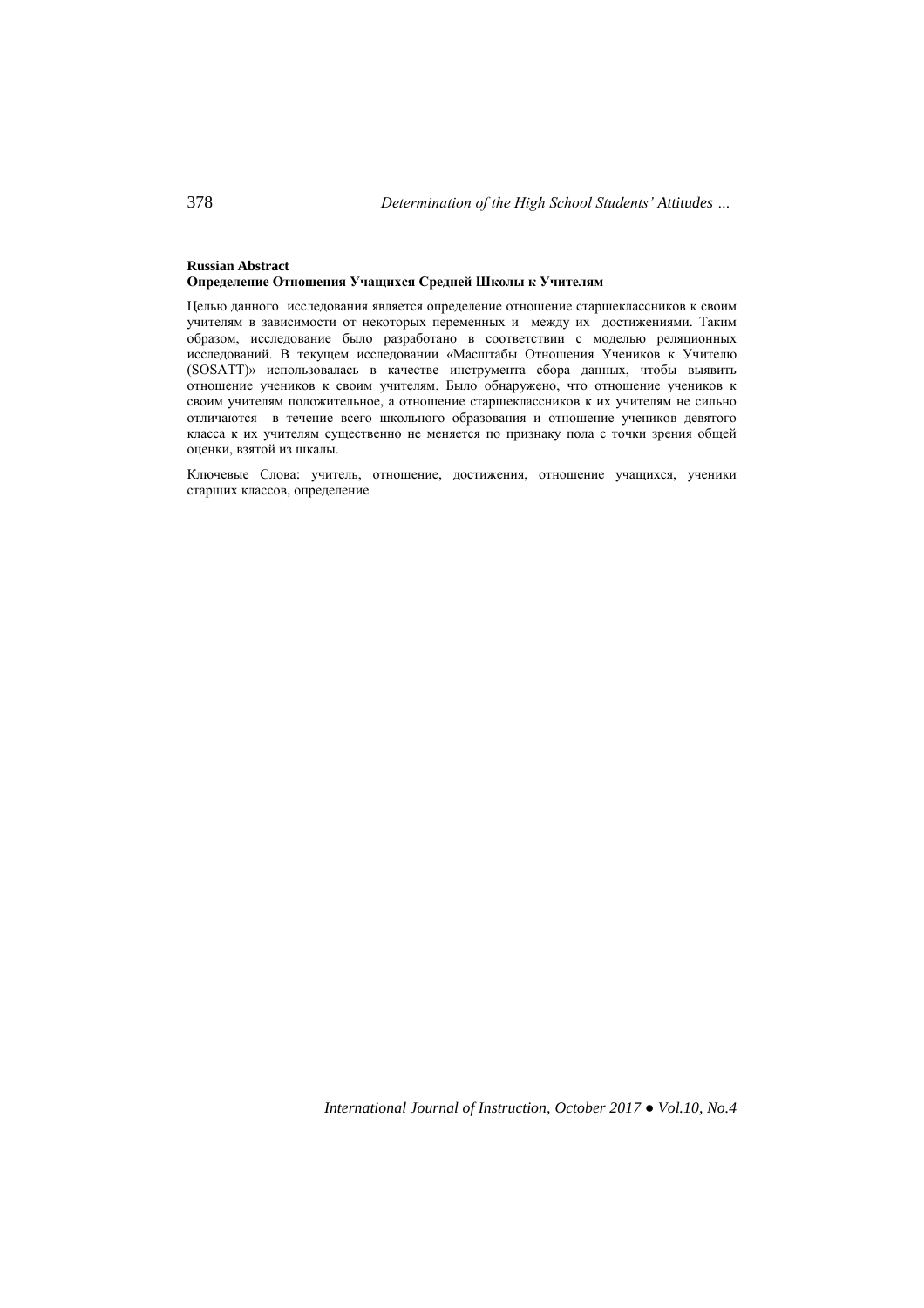**Russian Abstract**

**Определение Отношения Учащихся Средней Школы к Учителям**

Целью данного исследования является определение отношение старшеклассников к своим учителям в зависимости от некоторых переменных и между их достижениями. Таким образом, исследование было разработано в соответствии с моделью реляционных исследований. В текущем исследовании «Масштабы Отношения Учеников к Учителю (SOSATT)» использовалась в качестве инструмента сбора данных, чтобы выявить отношение учеников к своим учителям. Было обнаружено, что отношение учеников к своим учителям положительное, а отношение старшеклассников к их учителям не сильно отличаются в течение всего школьного образования и отношение учеников девятого класса к их учителям существенно не меняется по признаку пола с точки зрения общей оценки, взятой из шкалы.

Ключевые Слова: учитель, отношение, достижения, отношение учащихся, ученики старших классов, определение